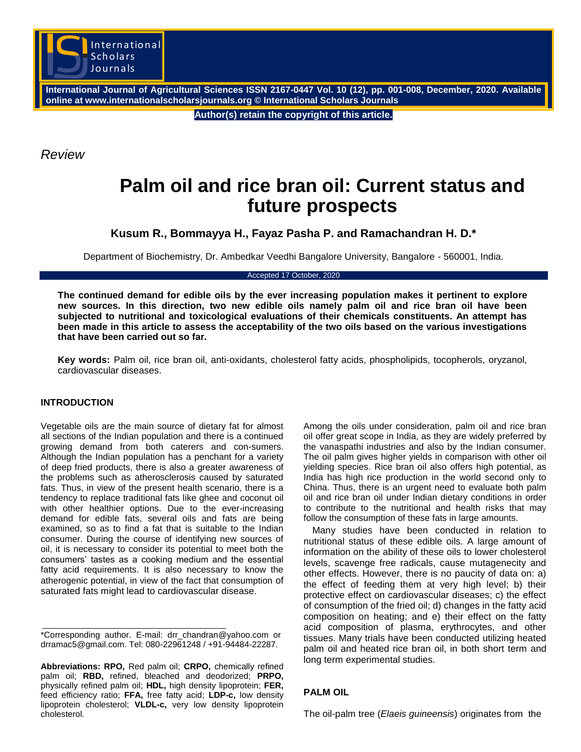*Review*

# Palm oil and rice bran oil: Current status and future prospects

**Kusum R., Bommayya H., Fayaz Pasha P. and Ramachandran H. D.***

Department of Biochemistry, Dr. Ambedkar Veedhi Bangalore University, Bangalore - 560001, India.

Accepted 17 October, 2020

**The continued demand for edible oils by the ever increasing population makes it pertinent to explore new sources. In this direction, two new edible oils namely palm oil and rice bran oil have been subjected to nutritional and toxicological evaluations of their chemicals constituents. An attempt has been made in this article to assess the acceptability of the two oils based on the various investigations that have been carried out so far.**

**Key words:** Palm oil, rice bran oil, anti-oxidants, cholesterol fatty acids, phospholipids, tocopherols, oryzanol, cardiovascular diseases.

## INTRODUCTION

Vegetable oils are the main source of dietary fat for almost all sections of the Indian population and there is a continued growing demand from both caterers and con-sumers. Although the Indian population has a penchant for a variety of deep fried products, there is also a greater awareness of the problems such as atherosclerosis caused by saturated fats. Thus, in view of the present health scenario, there is a tendency to replace traditional fats like ghee and coconut oil with other healthier options. Due to the ever-increasing demand for edible fats, several oils and fats are being examined, so as to find a fat that is suitable to the Indian consumer. During the course of identifying new sources of oil, it is necessary to consider its potential to meet both the consumers' tastes as a cooking medium and the essential fatty acid requirements. It is also necessary to know the atherogenic potential, in view of the fact that consumption of saturated fats might lead to cardiovascular disease.

Among the oils under consideration, palm oil and rice bran oil offer great scope in India, as they are widely preferred by the vanaspathi industries and also by the Indian consumer. The oil palm gives higher yields in comparison with other oil yielding species. Rice bran oil also offers high potential, as India has high rice production in the world second only to China. Thus, there is an urgent need to evaluate both palm oil and rice bran oil under Indian dietary conditions in order to contribute to the nutritional and health risks that may follow the consumption of these fats in large amounts.

Many studies have been conducted in relation to nutritional status of these edible oils. A large amount of information on the ability of these oils to lower cholesterol levels, scavenge free radicals, cause mutagenecity and other effects. However, there is no paucity of data on: a) the effect of feeding them at very high level; b) their protective effect on cardiovascular diseases; c) the effect of consumption of the fried oil; d) changes in the fatty acid composition on heating; and e) their effect on the fatty acid composition of plasma, erythrocytes, and other tissues. Many trials have been conducted utilizing heated palm oil and heated rice bran oil, in both short term and long term experimental studies.

## PALM OIL

The oil-palm tree (*Elaeis guineensis*) originates from the

*Corresponding author. E-mail: drr_chandran@yahoo.com or drramac5@gmail.com. Tel: 080-22961248 / +91-94484-22287.

**Abbreviations: RPO,** Red palm oil; **CRPO,** chemically refined palm oil; **RBD,** refined, bleached and deodorized; **PRPO,** physically refined palm oil; **HDL,** high density lipoprotein; **FER,** feed efficiency ratio; **FFA,** free fatty acid; **LDP-c,** low density lipoprotein cholesterol; **VLDL-c,** very low density lipoprotein cholesterol.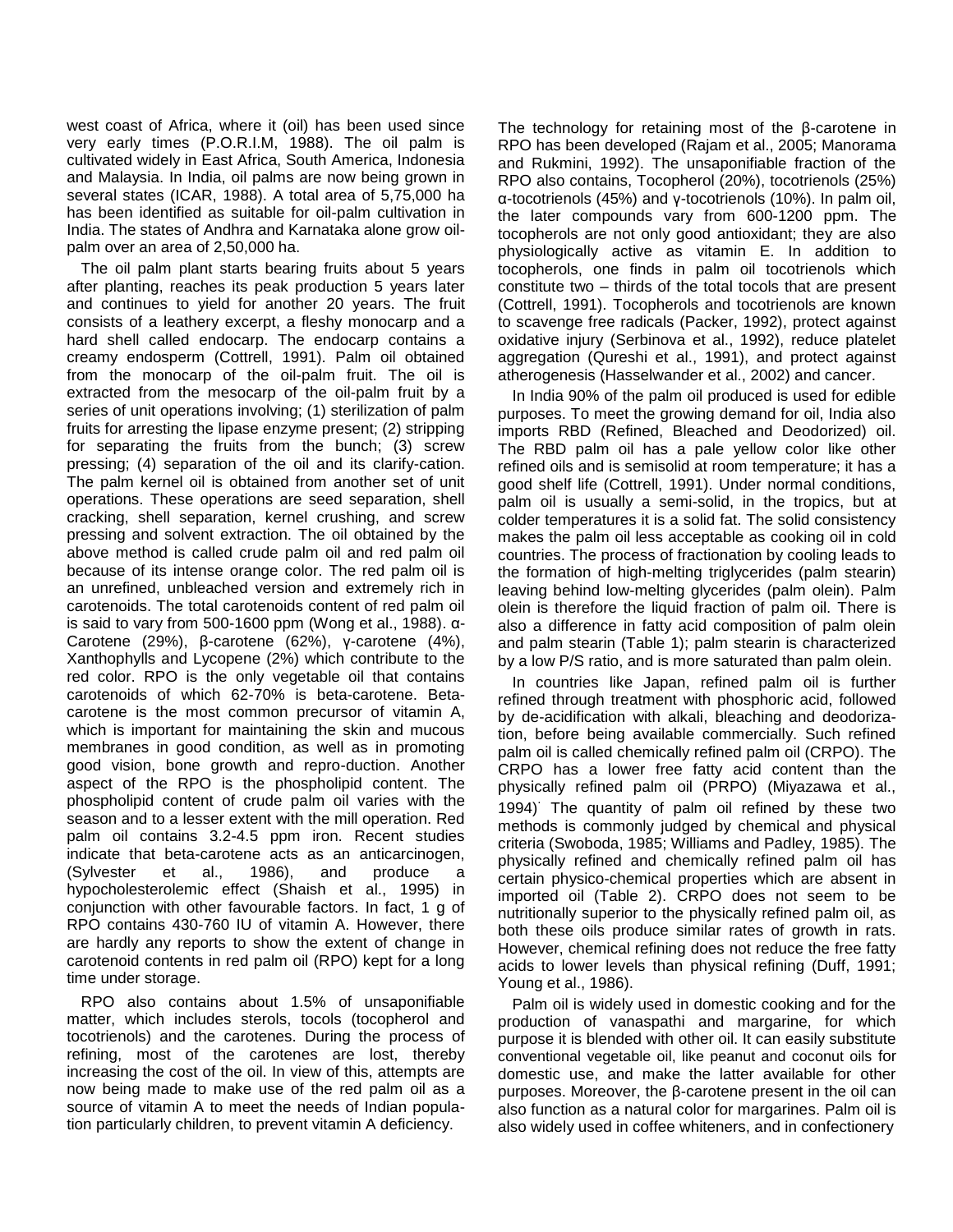west coast of Africa, where it (oil) has been used since very early times (P.O.R.I.M, 1988). The oil palm is cultivated widely in East Africa, South America, Indonesia and Malaysia. In India, oil palms are now being grown in several states (ICAR, 1988). A total area of 5,75,000 ha has been identified as suitable for oil-palm cultivation in India. The states of Andhra and Karnataka alone grow oil-palm over an area of 2,50,000 ha.

The oil palm plant starts bearing fruits about 5 years after planting, reaches its peak production 5 years later and continues to yield for another 20 years. The fruit consists of a leathery excerpt, a fleshy monocarp and a hard shell called endocarp. The endocarp contains a creamy endosperm (Cottrell, 1991). Palm oil obtained from the monocarp of the oil-palm fruit. The oil is extracted from the mesocarp of the oil-palm fruit by a series of unit operations involving; (1) sterilization of palm fruits for arresting the lipase enzyme present; (2) stripping for separating the fruits from the bunch; (3) screw pressing; (4) separation of the oil and its clarify-cation. The palm kernel oil is obtained from another set of unit operations. These operations are seed separation, shell cracking, shell separation, kernel crushing, and screw pressing and solvent extraction. The oil obtained by the above method is called crude palm oil and red palm oil because of its intense orange color. The red palm oil is an unrefined, unbleached version and extremely rich in carotenoids. The total carotenoids content of red palm oil is said to vary from 500-1600 ppm (Wong et al., 1988). α-Carotene (29%), β-carotene (62%), γ-carotene (4%), Xanthophylls and Lycopene (2%) which contribute to the red color. RPO is the only vegetable oil that contains carotenoids of which 62-70% is beta-carotene. Beta-carotene is the most common precursor of vitamin A, which is important for maintaining the skin and mucous membranes in good condition, as well as in promoting good vision, bone growth and repro-duction. Another aspect of the RPO is the phospholipid content. The phospholipid content of crude palm oil varies with the season and to a lesser extent with the mill operation. Red palm oil contains 3.2-4.5 ppm iron. Recent studies indicate that beta-carotene acts as an anticarcinogen, (Sylvester et al., 1986), and produce a hypocholesterolemic effect (Shaish et al., 1995) in conjunction with other favourable factors. In fact, 1 g of RPO contains 430-760 IU of vitamin A. However, there are hardly any reports to show the extent of change in carotenoid contents in red palm oil (RPO) kept for a long time under storage.

RPO also contains about 1.5% of unsaponifiable matter, which includes sterols, tocols (tocopherol and tocotrienols) and the carotenes. During the process of refining, most of the carotenes are lost, thereby increasing the cost of the oil. In view of this, attempts are now being made to make use of the red palm oil as a source of vitamin A to meet the needs of Indian population particularly children, to prevent vitamin A deficiency.

The technology for retaining most of the β-carotene in RPO has been developed (Rajam et al., 2005; Manorama and Rukmini, 1992). The unsaponifiable fraction of the RPO also contains, Tocopherol (20%), tocotrienols (25%) α-tocotrienols (45%) and γ-tocotrienols (10%). In palm oil, the later compounds vary from 600-1200 ppm. The tocopherols are not only good antioxidant; they are also physiologically active as vitamin E. In addition to tocopherols, one finds in palm oil tocotrienols which constitute two – thirds of the total tocols that are present (Cottrell, 1991). Tocopherols and tocotrienols are known to scavenge free radicals (Packer, 1992), protect against oxidative injury (Serbinova et al., 1992), reduce platelet aggregation (Qureshi et al., 1991), and protect against atherogenesis (Hasselwander et al., 2002) and cancer.

In India 90% of the palm oil produced is used for edible purposes. To meet the growing demand for oil, India also imports RBD (Refined, Bleached and Deodorized) oil. The RBD palm oil has a pale yellow color like other refined oils and is semisolid at room temperature; it has a good shelf life (Cottrell, 1991). Under normal conditions, palm oil is usually a semi-solid, in the tropics, but at colder temperatures it is a solid fat. The solid consistency makes the palm oil less acceptable as cooking oil in cold countries. The process of fractionation by cooling leads to the formation of high-melting triglycerides (palm stearin) leaving behind low-melting glycerides (palm olein). Palm olein is therefore the liquid fraction of palm oil. There is also a difference in fatty acid composition of palm olein and palm stearin (Table 1); palm stearin is characterized by a low P/S ratio, and is more saturated than palm olein.

In countries like Japan, refined palm oil is further refined through treatment with phosphoric acid, followed by de-acidification with alkali, bleaching and deodorization, before being available commercially. Such refined palm oil is called chemically refined palm oil (CRPO). The CRPO has a lower free fatty acid content than the physically refined palm oil (PRPO) (Miyazawa et al., 1994). The quantity of palm oil refined by these two methods is commonly judged by chemical and physical criteria (Swoboda, 1985; Williams and Padley, 1985). The physically refined and chemically refined palm oil has certain physico-chemical properties which are absent in imported oil (Table 2). CRPO does not seem to be nutritionally superior to the physically refined palm oil, as both these oils produce similar rates of growth in rats. However, chemical refining does not reduce the free fatty acids to lower levels than physical refining (Duff, 1991; Young et al., 1986).

Palm oil is widely used in domestic cooking and for the production of vanaspathi and margarine, for which purpose it is blended with other oil. It can easily substitute conventional vegetable oil, like peanut and coconut oils for domestic use, and make the latter available for other purposes. Moreover, the β-carotene present in the oil can also function as a natural color for margarines. Palm oil is also widely used in coffee whiteners, and in confectionery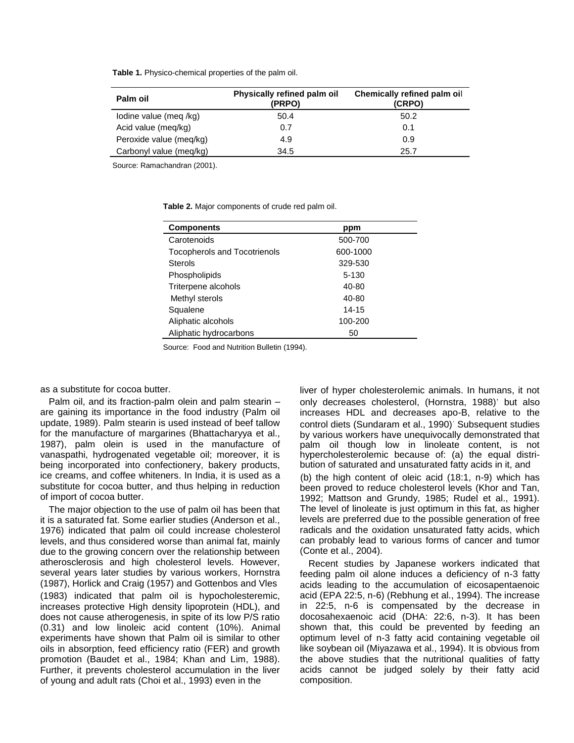**Table 1.** Physico-chemical properties of the palm oil.

| Palm oil | Physically refined palm oil (PRPO) | Chemically refined palm oil (CRPO) |
|---|---|---|
| Iodine value (meq /kg) | 50.4 | 50.2 |
| Acid value (meq/kg) | 0.7 | 0.1 |
| Peroxide value (meq/kg) | 4.9 | 0.9 |
| Carbonyl value (meq/kg) | 34.5 | 25.7 |

Source: Ramachandran (2001).

**Table 2.** Major components of crude red palm oil.

| Components | ppm |
|---|---|
| Carotenoids | 500-700 |
| Tocopherols and Tocotrienols | 600-1000 |
| Sterols | 329-530 |
| Phospholipids | 5-130 |
| Triterpene alcohols | 40-80 |
| Methyl sterols | 40-80 |
| Squalene | 14-15 |
| Aliphatic alcohols | 100-200 |
| Aliphatic hydrocarbons | 50 |

Source: Food and Nutrition Bulletin (1994).

as a substitute for cocoa butter.

Palm oil, and its fraction-palm olein and palm stearin – are gaining its importance in the food industry (Palm oil update, 1989). Palm stearin is used instead of beef tallow for the manufacture of margarines (Bhattacharyya et al., 1987), palm olein is used in the manufacture of vanaspathi, hydrogenated vegetable oil; moreover, it is being incorporated into confectionery, bakery products, ice creams, and coffee whiteners. In India, it is used as a substitute for cocoa butter, and thus helping in reduction of import of cocoa butter.

The major objection to the use of palm oil has been that it is a saturated fat. Some earlier studies (Anderson et al., 1976) indicated that palm oil could increase cholesterol levels, and thus considered worse than animal fat, mainly due to the growing concern over the relationship between atherosclerosis and high cholesterol levels. However, several years later studies by various workers, Hornstra (1987), Horlick and Craig (1957) and Gottenbos and Vles (1983) indicated that palm oil is hypocholesteremic, increases protective High density lipoprotein (HDL), and does not cause atherogenesis, in spite of its low P/S ratio (0.31) and low linoleic acid content (10%). Animal experiments have shown that Palm oil is similar to other oils in absorption, feed efficiency ratio (FER) and growth promotion (Baudet et al., 1984; Khan and Lim, 1988). Further, it prevents cholesterol accumulation in the liver of young and adult rats (Choi et al., 1993) even in the liver of hyper cholesterolemic animals. In humans, it not only decreases cholesterol, (Hornstra, 1988)' but also increases HDL and decreases apo-B, relative to the control diets (Sundaram et al., 1990). Subsequent studies by various workers have unequivocally demonstrated that palm oil though low in linoleate content, is not hypercholesterolemic because of: (a) the equal distribution of saturated and unsaturated fatty acids in it, and (b) the high content of oleic acid (18:1, n-9) which has been proved to reduce cholesterol levels (Khor and Tan, 1992; Mattson and Grundy, 1985; Rudel et al., 1991). The level of linoleate is just optimum in this fat, as higher levels are preferred due to the possible generation of free radicals and the oxidation unsaturated fatty acids, which can probably lead to various forms of cancer and tumor (Conte et al., 2004).

Recent studies by Japanese workers indicated that feeding palm oil alone induces a deficiency of n-3 fatty acids leading to the accumulation of eicosapentaenoic acid (EPA 22:5, n-6) (Rebhung et al., 1994). The increase in 22:5, n-6 is compensated by the decrease in docosahexaenoic acid (DHA: 22:6, n-3). It has been shown that, this could be prevented by feeding an optimum level of n-3 fatty acid containing vegetable oil like soybean oil (Miyazawa et al., 1994). It is obvious from the above studies that the nutritional qualities of fatty acids cannot be judged solely by their fatty acid composition.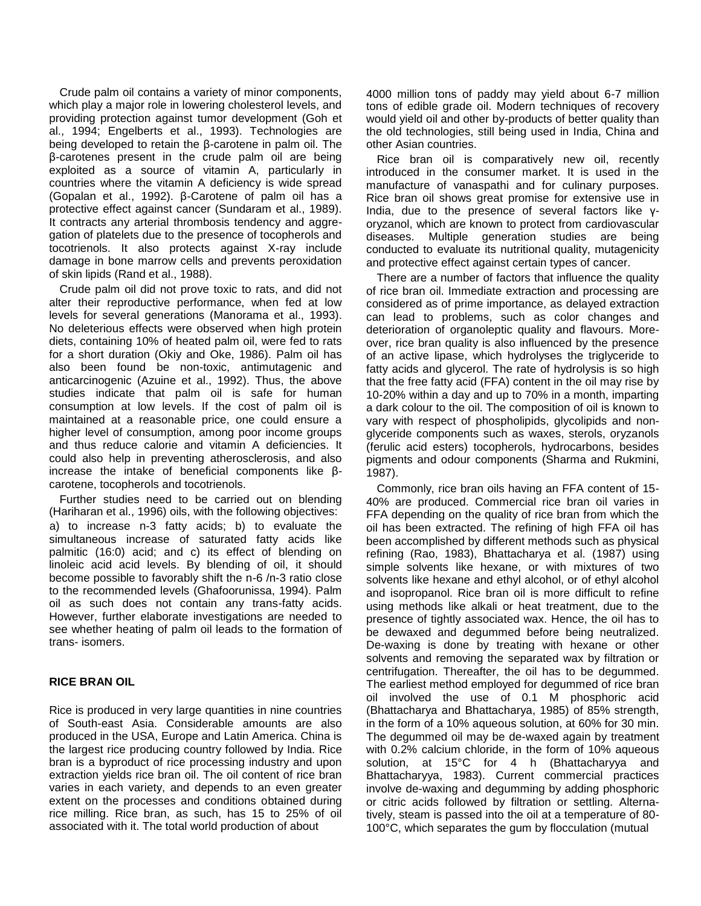Crude palm oil contains a variety of minor components, which play a major role in lowering cholesterol levels, and providing protection against tumor development (Goh et al., 1994; Engelberts et al., 1993). Technologies are being developed to retain the β-carotene in palm oil. The β-carotenes present in the crude palm oil are being exploited as a source of vitamin A, particularly in countries where the vitamin A deficiency is wide spread (Gopalan et al., 1992). β-Carotene of palm oil has a protective effect against cancer (Sundaram et al., 1989). It contracts any arterial thrombosis tendency and aggregation of platelets due to the presence of tocopherols and tocotrienols. It also protects against X-ray include damage in bone marrow cells and prevents peroxidation of skin lipids (Rand et al., 1988).

Crude palm oil did not prove toxic to rats, and did not alter their reproductive performance, when fed at low levels for several generations (Manorama et al., 1993). No deleterious effects were observed when high protein diets, containing 10% of heated palm oil, were fed to rats for a short duration (Okiy and Oke, 1986). Palm oil has also been found be non-toxic, antimutagenic and anticarcinogenic (Azuine et al., 1992). Thus, the above studies indicate that palm oil is safe for human consumption at low levels. If the cost of palm oil is maintained at a reasonable price, one could ensure a higher level of consumption, among poor income groups and thus reduce calorie and vitamin A deficiencies. It could also help in preventing atherosclerosis, and also increase the intake of beneficial components like β-carotene, tocopherols and tocotrienols.

Further studies need to be carried out on blending (Hariharan et al., 1996) oils, with the following objectives: a) to increase n-3 fatty acids; b) to evaluate the simultaneous increase of saturated fatty acids like palmitic (16:0) acid; and c) its effect of blending on linoleic acid levels. By blending of oil, it should become possible to favorably shift the n-6 /n-3 ratio close to the recommended levels (Ghafoorunissa, 1994). Palm oil as such does not contain any trans-fatty acids. However, further elaborate investigations are needed to see whether heating of palm oil leads to the formation of trans- isomers.

## RICE BRAN OIL

Rice is produced in very large quantities in nine countries of South-east Asia. Considerable amounts are also produced in the USA, Europe and Latin America. China is the largest rice producing country followed by India. Rice bran is a byproduct of rice processing industry and upon extraction yields rice bran oil. The oil content of rice bran varies in each variety, and depends to an even greater extent on the processes and conditions obtained during rice milling. Rice bran, as such, has 15 to 25% of oil associated with it. The total world production of about 4000 million tons of paddy may yield about 6-7 million tons of edible grade oil. Modern techniques of recovery would yield oil and other by-products of better quality than the old technologies, still being used in India, China and other Asian countries.

Rice bran oil is comparatively new oil, recently introduced in the consumer market. It is used in the manufacture of vanaspathi and for culinary purposes. Rice bran oil shows great promise for extensive use in India, due to the presence of several factors like γ-oryzanol, which are known to protect from cardiovascular diseases. Multiple generation studies are being conducted to evaluate its nutritional quality, mutagenicity and protective effect against certain types of cancer.

There are a number of factors that influence the quality of rice bran oil. Immediate extraction and processing are considered as of prime importance, as delayed extraction can lead to problems, such as color changes and deterioration of organoleptic quality and flavours. Moreover, rice bran quality is also influenced by the presence of an active lipase, which hydrolyses the triglyceride to fatty acids and glycerol. The rate of hydrolysis is so high that the free fatty acid (FFA) content in the oil may rise by 10-20% within a day and up to 70% in a month, imparting a dark colour to the oil. The composition of oil is known to vary with respect of phospholipids, glycolipids and non-glyceride components such as waxes, sterols, oryzanols (ferulic acid esters) tocopherols, hydrocarbons, besides pigments and odour components (Sharma and Rukmini, 1987).

Commonly, rice bran oils having an FFA content of 15-40% are produced. Commercial rice bran oil varies in FFA depending on the quality of rice bran from which the oil has been extracted. The refining of high FFA oil has been accomplished by different methods such as physical refining (Rao, 1983), Bhattacharya et al. (1987) using simple solvents like hexane, or with mixtures of two solvents like hexane and ethyl alcohol, or of ethyl alcohol and isopropanol. Rice bran oil is more difficult to refine using methods like alkali or heat treatment, due to the presence of tightly associated wax. Hence, the oil has to be dewaxed and degummed before being neutralized. De-waxing is done by treating with hexane or other solvents and removing the separated wax by filtration or centrifugation. Thereafter, the oil has to be degummed. The earliest method employed for degummed of rice bran oil involved the use of 0.1 M phosphoric acid (Bhattacharya and Bhattacharya, 1985) of 85% strength, in the form of a 10% aqueous solution, at 60% for 30 min. The degummed oil may be de-waxed again by treatment with 0.2% calcium chloride, in the form of 10% aqueous solution, at 15°C for 4 h (Bhattacharyya and Bhattacharyya, 1983). Current commercial practices involve de-waxing and degumming by adding phosphoric or citric acids followed by filtration or settling. Alternatively, steam is passed into the oil at a temperature of 80-100°C, which separates the gum by flocculation (mutual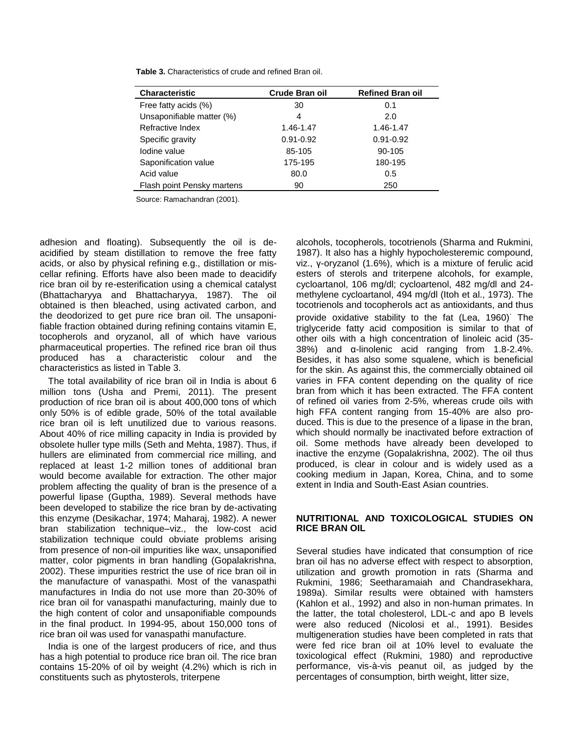**Table 3.** Characteristics of crude and refined Bran oil.

| Characteristic | Crude Bran oil | Refined Bran oil |
|---|---|---|
| Free fatty acids (%) | 30 | 0.1 |
| Unsaponifiable matter (%) | 4 | 2.0 |
| Refractive Index | 1.46-1.47 | 1.46-1.47 |
| Specific gravity | 0.91-0.92 | 0.91-0.92 |
| Iodine value | 85-105 | 90-105 |
| Saponification value | 175-195 | 180-195 |
| Acid value | 80.0 | 0.5 |
| Flash point Pensky martens | 90 | 250 |

Source: Ramachandran (2001).

adhesion and floating). Subsequently the oil is deacidified by steam distillation to remove the free fatty acids, or also by physical refining e.g., distillation or miscellar refining. Efforts have also been made to deacidify rice bran oil by re-esterification using a chemical catalyst (Bhattacharyya and Bhattacharyya, 1987). The oil obtained is then bleached, using activated carbon, and the deodorized to get pure rice bran oil. The unsaponifiable fraction obtained during refining contains vitamin E, tocopherols and oryzanol, all of which have various pharmaceutical properties. The refined rice bran oil thus produced has a characteristic colour and the characteristics as listed in Table 3.

The total availability of rice bran oil in India is about 6 million tons (Usha and Premi, 2011). The present production of rice bran oil is about 400,000 tons of which only 50% is of edible grade, 50% of the total available rice bran oil is left unutilized due to various reasons. About 40% of rice milling capacity in India is provided by obsolete huller type mills (Seth and Mehta, 1987). Thus, if hullers are eliminated from commercial rice milling, and replaced at least 1-2 million tones of additional bran would become available for extraction. The other major problem affecting the quality of bran is the presence of a powerful lipase (Guptha, 1989). Several methods have been developed to stabilize the rice bran by de-activating this enzyme (Desikachar, 1974; Maharaj, 1982). A newer bran stabilization technique–viz., the low-cost acid stabilization technique could obviate problems arising from presence of non-oil impurities like wax, unsaponified matter, color pigments in bran handling (Gopalakrishna, 2002). These impurities restrict the use of rice bran oil in the manufacture of vanaspathi. Most of the vanaspathi manufactures in India do not use more than 20-30% of rice bran oil for vanaspathi manufacturing, mainly due to the high content of color and unsaponifiable compounds in the final product. In 1994-95, about 150,000 tons of rice bran oil was used for vanaspathi manufacture.

India is one of the largest producers of rice, and thus has a high potential to produce rice bran oil. The rice bran contains 15-20% of oil by weight (4.2%) which is rich in constituents such as phytosterols, triterpene alcohols, tocopherols, tocotrienols (Sharma and Rukmini, 1987). It also has a highly hypocholesteremic compound, viz., γ-oryzanol (1.6%), which is a mixture of ferulic acid esters of sterols and triterpene alcohols, for example, cycloartanol, 106 mg/dl; cycloartenol, 482 mg/dl and 24-methylene cycloartanol, 494 mg/dl (Itoh et al., 1973). The tocotrienols and tocopherols act as antioxidants, and thus provide oxidative stability to the fat (Lea, 1960). The triglyceride fatty acid composition is similar to that of other oils with a high concentration of linoleic acid (35-38%) and α-linolenic acid ranging from 1.8-2.4%. Besides, it has also some squalene, which is beneficial for the skin. As against this, the commercially obtained oil varies in FFA content depending on the quality of rice bran from which it has been extracted. The FFA content of refined oil varies from 2-5%, whereas crude oils with high FFA content ranging from 15-40% are also produced. This is due to the presence of a lipase in the bran, which should normally be inactivated before extraction of oil. Some methods have already been developed to inactive the enzyme (Gopalakrishna, 2002). The oil thus produced, is clear in colour and is widely used as a cooking medium in Japan, Korea, China, and to some extent in India and South-East Asian countries.

## NUTRITIONAL AND TOXICOLOGICAL STUDIES ON RICE BRAN OIL

Several studies have indicated that consumption of rice bran oil has no adverse effect with respect to absorption, utilization and growth promotion in rats (Sharma and Rukmini, 1986; Seetharamaiah and Chandrasekhara, 1989a). Similar results were obtained with hamsters (Kahlon et al., 1992) and also in non-human primates. In the latter, the total cholesterol, LDL-c and apo B levels were also reduced (Nicolosi et al., 1991). Besides multigeneration studies have been completed in rats that were fed rice bran oil at 10% level to evaluate the toxicological effect (Rukmini, 1980) and reproductive performance, vis-à-vis peanut oil, as judged by the percentages of consumption, birth weight, litter size,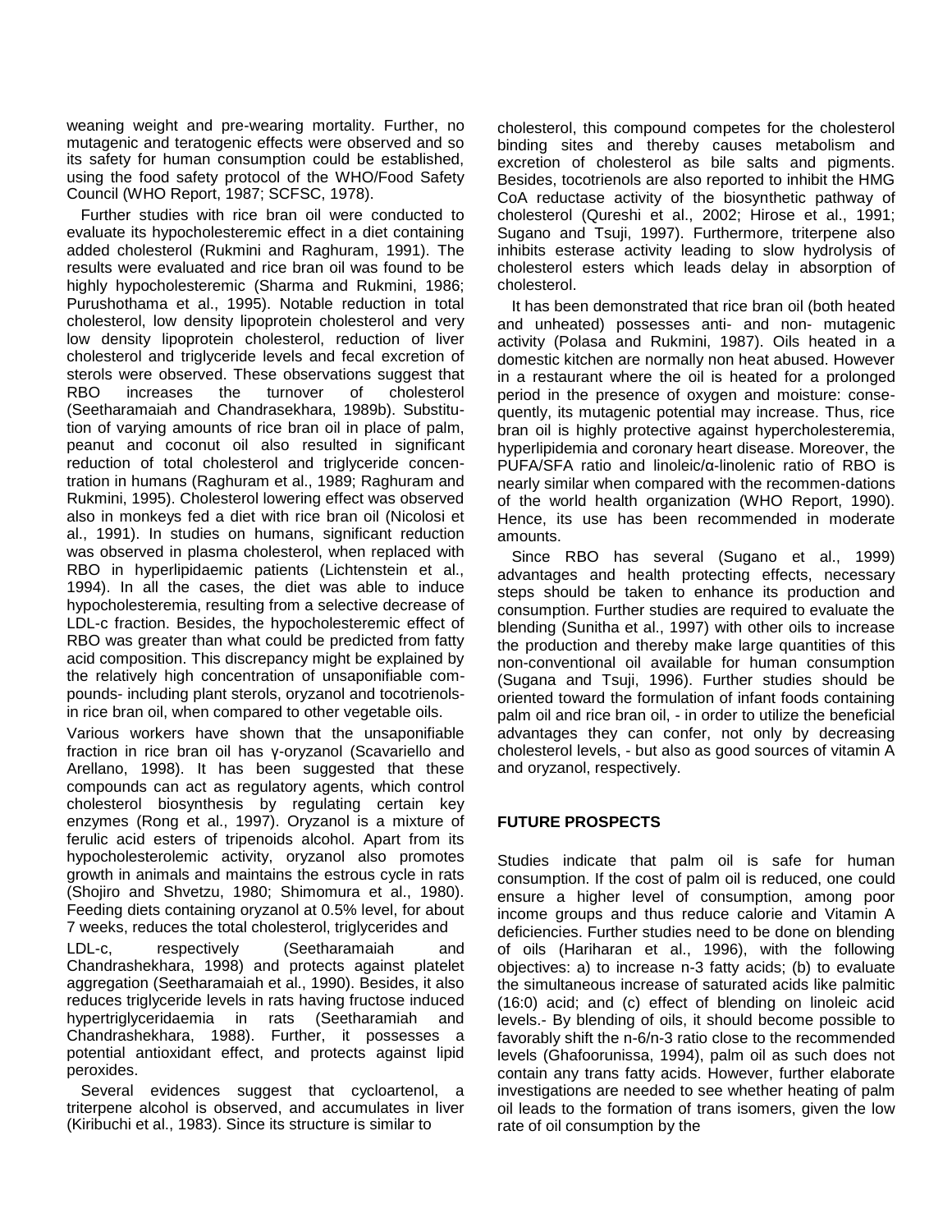weaning weight and pre-wearing mortality. Further, no mutagenic and teratogenic effects were observed and so its safety for human consumption could be established, using the food safety protocol of the WHO/Food Safety Council (WHO Report, 1987; SCFSC, 1978).

Further studies with rice bran oil were conducted to evaluate its hypocholesteremic effect in a diet containing added cholesterol (Rukmini and Raghuram, 1991). The results were evaluated and rice bran oil was found to be highly hypocholesteremic (Sharma and Rukmini, 1986; Purushothama et al., 1995). Notable reduction in total cholesterol, low density lipoprotein cholesterol and very low density lipoprotein cholesterol, reduction of liver cholesterol and triglyceride levels and fecal excretion of sterols were observed. These observations suggest that RBO increases the turnover of cholesterol (Seetharamaiah and Chandrasekhara, 1989b). Substitution of varying amounts of rice bran oil in place of palm, peanut and coconut oil also resulted in significant reduction of total cholesterol and triglyceride concentration in humans (Raghuram et al., 1989; Raghuram and Rukmini, 1995). Cholesterol lowering effect was observed also in monkeys fed a diet with rice bran oil (Nicolosi et al., 1991). In studies on humans, significant reduction was observed in plasma cholesterol, when replaced with RBO in hyperlipidaemic patients (Lichtenstein et al., 1994). In all the cases, the diet was able to induce hypocholesteremia, resulting from a selective decrease of LDL-c fraction. Besides, the hypocholesteremic effect of RBO was greater than what could be predicted from fatty acid composition. This discrepancy might be explained by the relatively high concentration of unsaponifiable compounds- including plant sterols, oryzanol and tocotrienols- in rice bran oil, when compared to other vegetable oils.

Various workers have shown that the unsaponifiable fraction in rice bran oil has γ-oryzanol (Scavariello and Arellano, 1998). It has been suggested that these compounds can act as regulatory agents, which control cholesterol biosynthesis by regulating certain key enzymes (Rong et al., 1997). Oryzanol is a mixture of ferulic acid esters of tripenoids alcohol. Apart from its hypocholesterolemic activity, oryzanol also promotes growth in animals and maintains the estrous cycle in rats (Shojiro and Shvetzu, 1980; Shimomura et al., 1980). Feeding diets containing oryzanol at 0.5% level, for about 7 weeks, reduces the total cholesterol, triglycerides and LDL-c, respectively (Seetharamaiah and Chandrashekhara, 1998) and protects against platelet aggregation (Seetharamaiah et al., 1990). Besides, it also reduces triglyceride levels in rats having fructose induced hypertriglyceridaemia in rats (Seetharamiah and Chandrashekhara, 1988). Further, it possesses a potential antioxidant effect, and protects against lipid peroxides.

Several evidences suggest that cycloartenol, a triterpene alcohol is observed, and accumulates in liver (Kiribuchi et al., 1983). Since its structure is similar to cholesterol, this compound competes for the cholesterol binding sites and thereby causes metabolism and excretion of cholesterol as bile salts and pigments. Besides, tocotrienols are also reported to inhibit the HMG CoA reductase activity of the biosynthetic pathway of cholesterol (Qureshi et al., 2002; Hirose et al., 1991; Sugano and Tsuji, 1997). Furthermore, triterpene also inhibits esterase activity leading to slow hydrolysis of cholesterol esters which leads delay in absorption of cholesterol.

It has been demonstrated that rice bran oil (both heated and unheated) possesses anti- and non- mutagenic activity (Polasa and Rukmini, 1987). Oils heated in a domestic kitchen are normally non heat abused. However in a restaurant where the oil is heated for a prolonged period in the presence of oxygen and moisture: consequently, its mutagenic potential may increase. Thus, rice bran oil is highly protective against hypercholesteremia, hyperlipidemia and coronary heart disease. Moreover, the PUFA/SFA ratio and linoleic/α-linolenic ratio of RBO is nearly similar when compared with the recommen-dations of the world health organization (WHO Report, 1990). Hence, its use has been recommended in moderate amounts.

Since RBO has several (Sugano et al., 1999) advantages and health protecting effects, necessary steps should be taken to enhance its production and consumption. Further studies are required to evaluate the blending (Sunitha et al., 1997) with other oils to increase the production and thereby make large quantities of this non-conventional oil available for human consumption (Sugana and Tsuji, 1996). Further studies should be oriented toward the formulation of infant foods containing palm oil and rice bran oil, - in order to utilize the beneficial advantages they can confer, not only by decreasing cholesterol levels, - but also as good sources of vitamin A and oryzanol, respectively.

## FUTURE PROSPECTS

Studies indicate that palm oil is safe for human consumption. If the cost of palm oil is reduced, one could ensure a higher level of consumption, among poor income groups and thus reduce calorie and Vitamin A deficiencies. Further studies need to be done on blending of oils (Hariharan et al., 1996), with the following objectives: a) to increase n-3 fatty acids; (b) to evaluate the simultaneous increase of saturated acids like palmitic (16:0) acid; and (c) effect of blending on linoleic acid levels.- By blending of oils, it should become possible to favorably shift the n-6/n-3 ratio close to the recommended levels (Ghafoorunissa, 1994), palm oil as such does not contain any trans fatty acids. However, further elaborate investigations are needed to see whether heating of palm oil leads to the formation of trans isomers, given the low rate of oil consumption by the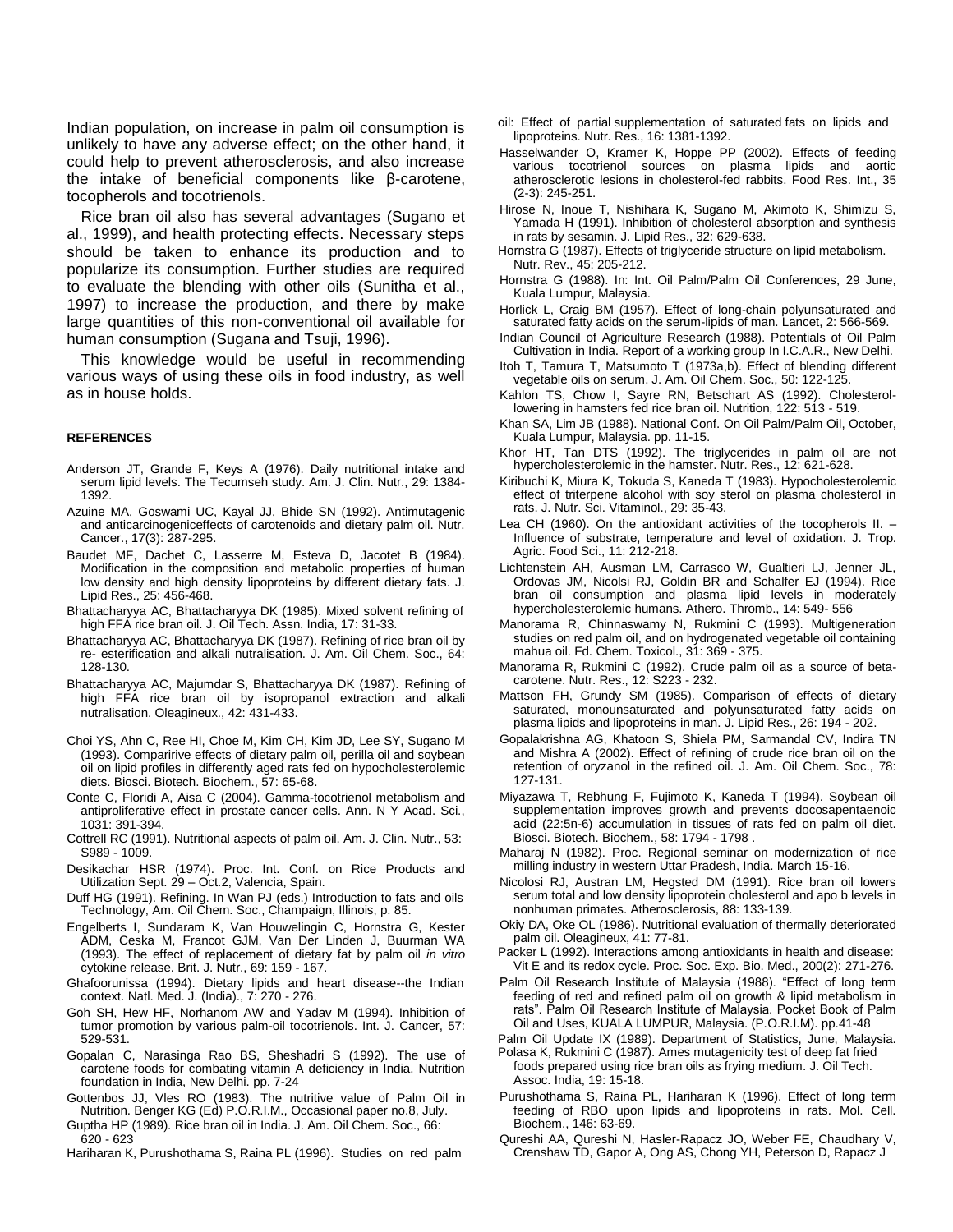Indian population, on increase in palm oil consumption is unlikely to have any adverse effect; on the other hand, it could help to prevent atherosclerosis, and also increase the intake of beneficial components like β-carotene, tocopherols and tocotrienols.

Rice bran oil also has several advantages (Sugano et al., 1999), and health protecting effects. Necessary steps should be taken to enhance its production and to popularize its consumption. Further studies are required to evaluate the blending with other oils (Sunitha et al., 1997) to increase the production, and there by make large quantities of this non-conventional oil available for human consumption (Sugana and Tsuji, 1996).

This knowledge would be useful in recommending various ways of using these oils in food industry, as well as in house holds.

## REFERENCES

Anderson JT, Grande F, Keys A (1976). Daily nutritional intake and serum lipid levels. The Tecumseh study. Am. J. Clin. Nutr., 29: 1384-1392.

Azuine MA, Goswami UC, Kayal JJ, Bhide SN (1992). Antimutagenic and anticarcinogeniceffects of carotenoids and dietary palm oil. Nutr. Cancer., 17(3): 287-295.

Baudet MF, Dachet C, Lasserre M, Esteva D, Jacotet B (1984). Modification in the composition and metabolic properties of human low density and high density lipoproteins by different dietary fats. J. Lipid Res., 25: 456-468.

Bhattacharyya AC, Bhattacharyya DK (1985). Mixed solvent refining of high FFA rice bran oil. J. Oil Tech. Assn. India, 17: 31-33.

Bhattacharyya AC, Bhattacharyya DK (1987). Refining of rice bran oil by re- esterification and alkali nutralisation. J. Am. Oil Chem. Soc., 64: 128-130.

Bhattacharyya AC, Majumdar S, Bhattacharyya DK (1987). Refining of high FFA rice bran oil by isopropanol extraction and alkali nutralisation. Oleagineux., 42: 431-433.

Choi YS, Ahn C, Ree HI, Choe M, Kim CH, Kim JD, Lee SY, Sugano M (1993). Comparirive effects of dietary palm oil, perilla oil and soybean oil on lipid profiles in differently aged rats fed on hypocholesterolemic diets. Biosci. Biotech. Biochem., 57: 65-68.

Conte C, Floridi A, Aisa C (2004). Gamma-tocotrienol metabolism and antiproliferative effect in prostate cancer cells. Ann. N Y Acad. Sci., 1031: 391-394.

Cottrell RC (1991). Nutritional aspects of palm oil. Am. J. Clin. Nutr., 53: S989 - 1009.

Desikachar HSR (1974). Proc. Int. Conf. on Rice Products and Utilization Sept. 29 – Oct.2, Valencia, Spain.

Duff HG (1991). Refining. In Wan PJ (eds.) Introduction to fats and oils Technology, Am. Oil Chem. Soc., Champaign, Illinois, p. 85.

Engelberts I, Sundaram K, Van Houwelingin C, Hornstra G, Kester ADM, Ceska M, Francot GJM, Van Der Linden J, Buurman WA (1993). The effect of replacement of dietary fat by palm oil *in vitro* cytokine release. Brit. J. Nutr., 69: 159 - 167.

Ghafoorunissa (1994). Dietary lipids and heart disease--the Indian context. Natl. Med. J. (India)., 7: 270 - 276.

Goh SH, Hew HF, Norhanom AW and Yadav M (1994). Inhibition of tumor promotion by various palm-oil tocotrienols. Int. J. Cancer, 57: 529-531.

Gopalan C, Narasinga Rao BS, Sheshadri S (1992). The use of carotene foods for combating vitamin A deficiency in India. Nutrition foundation in India, New Delhi. pp. 7-24

Gottenbos JJ, Vles RO (1983). The nutritive value of Palm Oil in Nutrition. Benger KG (Ed) P.O.R.I.M., Occasional paper no.8, July.

Guptha HP (1989). Rice bran oil in India. J. Am. Oil Chem. Soc., 66: 620 - 623

Hariharan K, Purushothama S, Raina PL (1996). Studies on red palm oil: Effect of partial supplementation of saturated fats on lipids and lipoproteins. Nutr. Res., 16: 1381-1392.

Hasselwander O, Kramer K, Hoppe PP (2002). Effects of feeding various tocotrienol sources on plasma lipids and aortic atherosclerotic lesions in cholesterol-fed rabbits. Food Res. Int., 35 (2-3): 245-251.

Hirose N, Inoue T, Nishihara K, Sugano M, Akimoto K, Shimizu S, Yamada H (1991). Inhibition of cholesterol absorption and synthesis in rats by sesamin. J. Lipid Res., 32: 629-638.

Hornstra G (1987). Effects of triglyceride structure on lipid metabolism. Nutr. Rev., 45: 205-212.

Hornstra G (1988). In: Int. Oil Palm/Palm Oil Conferences, 29 June, Kuala Lumpur, Malaysia.

Horlick L, Craig BM (1957). Effect of long-chain polyunsaturated and saturated fatty acids on the serum-lipids of man. Lancet, 2: 566-569.

Indian Council of Agriculture Research (1988). Potentials of Oil Palm Cultivation in India. Report of a working group In I.C.A.R., New Delhi.

Itoh T, Tamura T, Matsumoto T (1973a,b). Effect of blending different vegetable oils on serum. J. Am. Oil Chem. Soc., 50: 122-125.

Kahlon TS, Chow I, Sayre RN, Betschart AS (1992). Cholesterol-lowering in hamsters fed rice bran oil. Nutrition, 122: 513 - 519.

Khan SA, Lim JB (1988). National Conf. On Oil Palm/Palm Oil, October, Kuala Lumpur, Malaysia. pp. 11-15.

Khor HT, Tan DTS (1992). The triglycerides in palm oil are not hypercholesterolemic in the hamster. Nutr. Res., 12: 621-628.

Kiribuchi K, Miura K, Tokuda S, Kaneda T (1983). Hypocholesterolemic effect of triterpene alcohol with soy sterol on plasma cholesterol in rats. J. Nutr. Sci. Vitaminol., 29: 35-43.

Lea CH (1960). On the antioxidant activities of the tocopherols II. – Influence of substrate, temperature and level of oxidation. J. Trop. Agric. Food Sci., 11: 212-218.

Lichtenstein AH, Ausman LM, Carrasco W, Gualtieri LJ, Jenner JL, Ordovas JM, Nicolsi RJ, Goldin BR and Schalfer EJ (1994). Rice bran oil consumption and plasma lipid levels in moderately hypercholesterolemic humans. Athero. Thromb., 14: 549- 556

Manorama R, Chinnaswamy N, Rukmini C (1993). Multigeneration studies on red palm oil, and on hydrogenated vegetable oil containing mahua oil. Fd. Chem. Toxicol., 31: 369 - 375.

Manorama R, Rukmini C (1992). Crude palm oil as a source of beta-carotene. Nutr. Res., 12: S223 - 232.

Mattson FH, Grundy SM (1985). Comparison of effects of dietary saturated, monounsaturated and polyunsaturated fatty acids on plasma lipids and lipoproteins in man. J. Lipid Res., 26: 194 - 202.

Gopalakrishna AG, Khatoon S, Shiela PM, Sarmandal CV, Indira TN and Mishra A (2002). Effect of refining of crude rice bran oil on the retention of oryzanol in the refined oil. J. Am. Oil Chem. Soc., 78: 127-131.

Miyazawa T, Rebhung F, Fujimoto K, Kaneda T (1994). Soybean oil supplementation improves growth and prevents docosapentaenoic acid (22:5n-6) accumulation in tissues of rats fed on palm oil diet. Biosci. Biotech. Biochem., 58: 1794 - 1798 .

Maharaj N (1982). Proc. Regional seminar on modernization of rice milling industry in western Uttar Pradesh, India. March 15-16.

Nicolosi RJ, Austran LM, Hegsted DM (1991). Rice bran oil lowers serum total and low density lipoprotein cholesterol and apo b levels in nonhuman primates. Atherosclerosis, 88: 133-139.

Okiy DA, Oke OL (1986). Nutritional evaluation of thermally deteriorated palm oil. Oleagineux, 41: 77-81.

Packer L (1992). Interactions among antioxidants in health and disease: Vit E and its redox cycle. Proc. Soc. Exp. Bio. Med., 200(2): 271-276.

Palm Oil Research Institute of Malaysia (1988). "Effect of long term feeding of red and refined palm oil on growth & lipid metabolism in rats". Palm Oil Research Institute of Malaysia. Pocket Book of Palm Oil and Uses, KUALA LUMPUR, Malaysia. (P.O.R.I.M.). pp.41-48

Palm Oil Update IX (1989). Department of Statistics, June, Malaysia.

Polasa K, Rukmini C (1987). Ames mutagenicity test of deep fat fried foods prepared using rice bran oils as frying medium. J. Oil Tech. Assoc. India, 19: 15-18.

Purushothama S, Raina PL, Hariharan K (1996). Effect of long term feeding of RBO upon lipids and lipoproteins in rats. Mol. Cell. Biochem., 146: 63-69.

Qureshi AA, Qureshi N, Hasler-Rapacz JO, Weber FE, Chaudhary V, Crenshaw TD, Gapor A, Ong AS, Chong YH, Peterson D, Rapacz J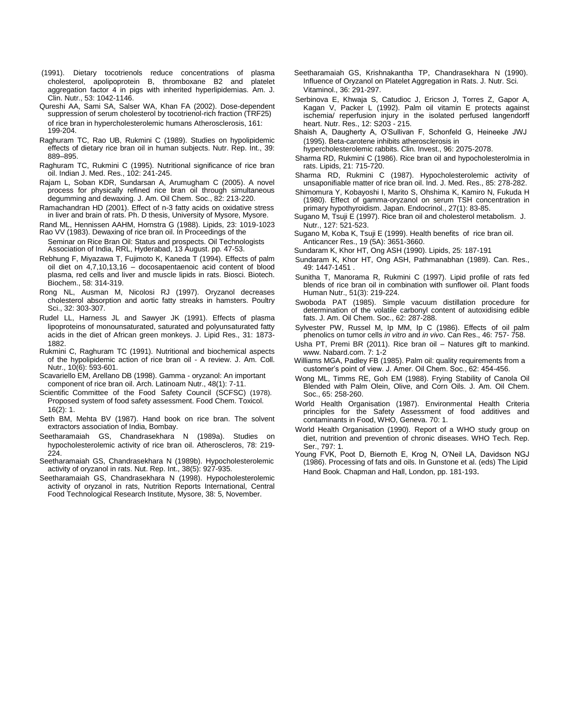(1991). Dietary tocotrienols reduce concentrations of plasma cholesterol, apolipoprotein B, thromboxane B2 and platelet aggregation factor 4 in pigs with inherited hyperlipidemias. Am. J. Clin. Nutr., 53: 1042-1146.

Qureshi AA, Sami SA, Salser WA, Khan FA (2002). Dose-dependent suppression of serum cholesterol by tocotrienol-rich fraction (TRF25) of rice bran in hypercholesterolemic humans Atherosclerosis, 161: 199-204.

Raghuram TC, Rao UB, Rukmini C (1989). Studies on hypolipidemic effects of dietary rice bran oil in human subjects. Nutr. Rep. Int., 39: 889–895.

Raghuram TC, Rukmini C (1995). Nutritional significance of rice bran oil. Indian J. Med. Res., 102: 241-245.

Rajam L, Soban KDR, Sundarsan A, Arumugham C (2005). A novel process for physically refined rice bran oil through simultaneous degumming and dewaxing. J. Am. Oil Chem. Soc., 82: 213-220.

Ramachandran HD (2001). Effect of n-3 fatty acids on oxidative stress in liver and brain of rats. Ph. D thesis, University of Mysore, Mysore.

Rand ML, Hennissen AAHM, Hornstra G (1988). Lipids, 23: 1019-1023

Rao VV (1983). Dewaxing of rice bran oil. In Proceedings of the Seminar on Rice Bran Oil: Status and prospects. Oil Technologists Association of India, RRL, Hyderabad, 13 August. pp. 47-53.

Rebhung F, Miyazawa T, Fujimoto K, Kaneda T (1994). Effects of palm oil diet on 4,7,10,13,16 – docosapentaenoic acid content of blood plasma, red cells and liver and muscle lipids in rats. Biosci. Biotech. Biochem., 58: 314-319.

Rong NL, Ausman M, Nicolosi RJ (1997). Oryzanol decreases cholesterol absorption and aortic fatty streaks in hamsters. Poultry Sci., 32: 303-307.

Rudel LL, Harness JL and Sawyer JK (1991). Effects of plasma lipoproteins of monounsaturated, saturated and polyunsaturated fatty acids in the diet of African green monkeys. J. Lipid Res., 31: 1873-1882.

Rukmini C, Raghuram TC (1991). Nutritional and biochemical aspects of the hypolipidemic action of rice bran oil - A review. J. Am. Coll. Nutr., 10(6): 593-601.

Scavariello EM, Arellano DB (1998). Gamma - oryzanol: An important component of rice bran oil. Arch. Latinoam Nutr., 48(1): 7-11.

Scientific Committee of the Food Safety Council (SCFSC) (1978). Proposed system of food safety assessment. Food Chem. Toxicol. 16(2): 1.

Seth BM, Mehta BV (1987). Hand book on rice bran. The solvent extractors association of India, Bombay.

Seetharamaiah GS, Chandrasekhara N (1989a). Studies on hypocholesterolemic activity of rice bran oil. Atheroscleros, 78: 219-224.

Seetharamaiah GS, Chandrasekhara N (1989b). Hypocholesterolemic activity of oryzanol in rats. Nut. Rep. Int., 38(5): 927-935.

Seetharamaiah GS, Chandrasekhara N (1998). Hypocholesterolemic activity of oryzanol in rats, Nutrition Reports International, Central Food Technological Research Institute, Mysore, 38: 5, November.

Seetharamaiah GS, Krishnakantha TP, Chandrasekhara N (1990). Influence of Oryzanol on Platelet Aggregation in Rats. J. Nutr. Sci. Vitaminol., 36: 291-297.

Serbinova E, Khwaja S, Catudioc J, Ericson J, Torres Z, Gapor A, Kagan V, Packer L (1992). Palm oil vitamin E protects against ischemia/ reperfusion injury in the isolated perfused langendorff heart. Nutr. Res., 12: S203 - 215.

Shaish A, Daugherty A, O'Sullivan F, Schonfeld G, Heineeke JWJ (1995). Beta-carotene inhibits atherosclerosis in hypercholesterolemic rabbits. Clin. Invest., 96: 2075-2078.

Sharma RD, Rukmini C (1986). Rice bran oil and hypocholesterolmia in rats. Lipids, 21: 715-720.

Sharma RD, Rukmini C (1987). Hypocholesterolemic activity of unsaponifiable matter of rice bran oil. Ind. J. Med. Res., 85: 278-282.

Shimomura Y, Kobayoshi I, Marito S, Ohshima K, Kamiro N, Fukuda H (1980). Effect of gamma-oryzanol on serum TSH concentration in primary hypothyroidism. Japan. Endocrinol., 27(1): 83-85.

Sugano M, Tsuji E (1997). Rice bran oil and cholesterol metabolism. J. Nutr., 127: 521-523.

Sugano M, Koba K, Tsuji E (1999). Health benefits of rice bran oil. Anticancer Res., 19 (5A): 3651-3660.

Sundaram K, Khor HT, Ong ASH (1990). Lipids, 25: 187-191

Sundaram K, Khor HT, Ong ASH, Pathmanabhan (1989). Can. Res., 49: 1447-1451 .

Sunitha T, Manorama R, Rukmini C (1997). Lipid profile of rats fed blends of rice bran oil in combination with sunflower oil. Plant foods Human Nutr., 51(3): 219-224.

Swoboda PAT (1985). Simple vacuum distillation procedure for determination of the volatile carbonyl content of autoxidising edible fats. J. Am. Oil Chem. Soc., 62: 287-288.

Sylvester PW, Russel M, Ip MM, Ip C (1986). Effects of oil palm phenolics on tumor cells *in vitro* and *in vivo*. Can Res., 46: 757- 758.

Usha PT, Premi BR (2011). Rice bran oil – Natures gift to mankind. www. Nabard.com. 7: 1-2

Williams MGA, Padley FB (1985). Palm oil: quality requirements from a customer's point of view. J. Amer. Oil Chem. Soc., 62: 454-456.

Wong ML, Timms RE, Goh EM (1988). Frying Stability of Canola Oil Blended with Palm Olein, Olive, and Corn Oils. J. Am. Oil Chem. Soc., 65: 258-260.

World Health Organisation (1987). Environmental Health Criteria principles for the Safety Assessment of food additives and contaminants in Food, WHO, Geneva. 70: 1.

World Health Organisation (1990). Report of a WHO study group on diet, nutrition and prevention of chronic diseases. WHO Tech. Rep. Ser., 797: 1.

Young FVK, Poot D, Biernoth E, Krog N, O'Neil LA, Davidson NGJ (1986). Processing of fats and oils. In Gunstone et al. (eds) The Lipid Hand Book. Chapman and Hall, London, pp. 181-193.